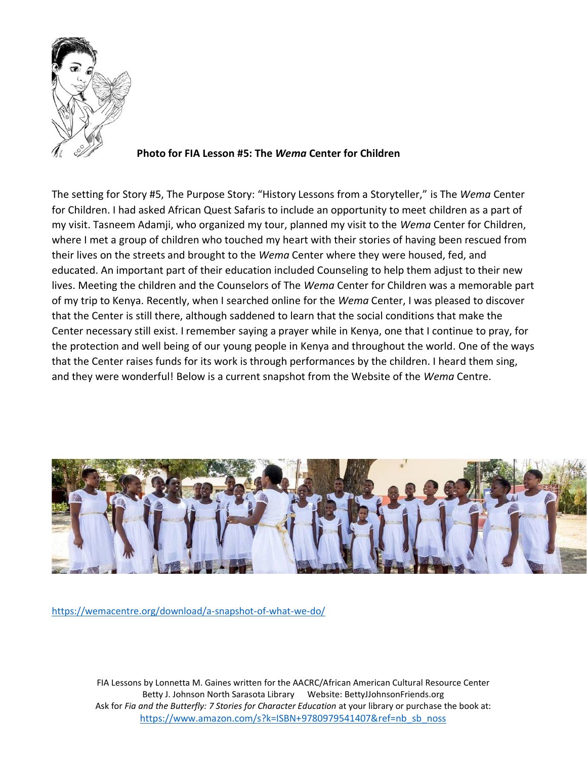**Photo for FIA Lesson #5: The *Wema* Center for Children**

The setting for Story #5, The Purpose Story: "History Lessons from a Storyteller," is The *Wema* Center for Children. I had asked African Quest Safaris to include an opportunity to meet children as a part of my visit. Tasneem Adamji, who organized my tour, planned my visit to the *Wema* Center for Children, where I met a group of children who touched my heart with their stories of having been rescued from their lives on the streets and brought to the *Wema* Center where they were housed, fed, and educated. An important part of their education included Counseling to help them adjust to their new lives. Meeting the children and the Counselors of The *Wema* Center for Children was a memorable part of my trip to Kenya. Recently, when I searched online for the *Wema* Center, I was pleased to discover that the Center is still there, although saddened to learn that the social conditions that make the Center necessary still exist. I remember saying a prayer while in Kenya, one that I continue to pray, for the protection and well being of our young people in Kenya and throughout the world. One of the ways that the Center raises funds for its work is through performances by the children. I heard them sing, and they were wonderful! Below is a current snapshot from the Website of the *Wema* Centre.

https://wemacentre.org/download/a-snapshot-of-what-we-do/

FIA Lessons by Lonnetta M. Gaines written for the AACRC/African American Cultural Resource Center
Betty J. Johnson North Sarasota Library Website: BettyJJohnsonFriends.org
Ask for *Fia and the Butterfly: 7 Stories for Character Education* at your library or purchase the book at:
https://www.amazon.com/s?k=ISBN+9780979541407&ref=nb_sb_noss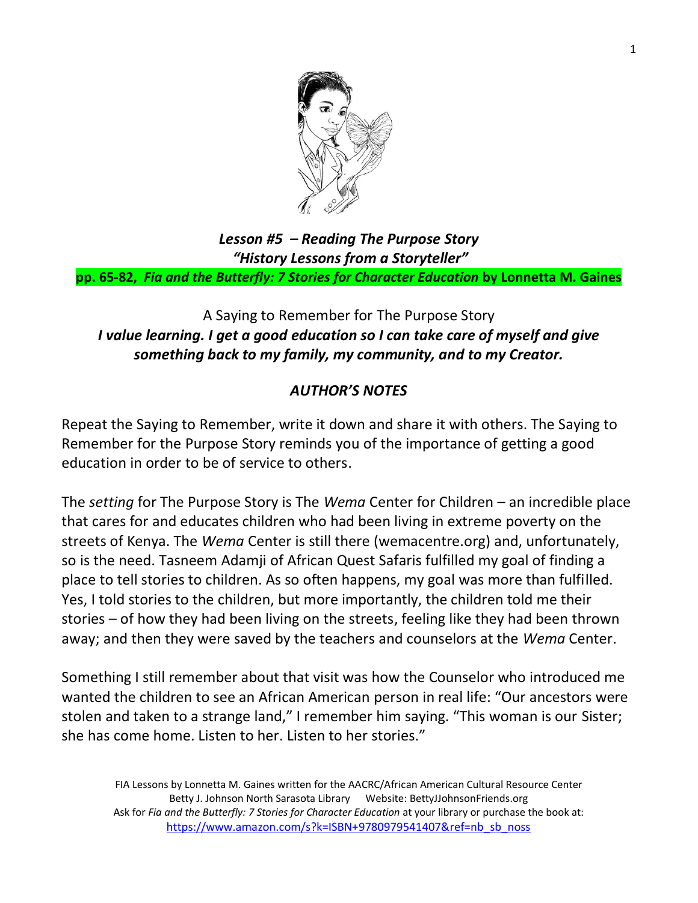### *Lesson #5 – Reading The Purpose Story*
### *"History Lessons from a Storyteller"*

**pp. 65-82, *Fia and the Butterfly: 7 Stories for Character Education* by Lonnetta M. Gaines**

A Saying to Remember for The Purpose Story

***I value learning. I get a good education so I can take care of myself and give something back to my family, my community, and to my Creator.***

## *AUTHOR'S NOTES*

Repeat the Saying to Remember, write it down and share it with others. The Saying to Remember for the Purpose Story reminds you of the importance of getting a good education in order to be of service to others.

The *setting* for The Purpose Story is The *Wema* Center for Children – an incredible place that cares for and educates children who had been living in extreme poverty on the streets of Kenya. The *Wema* Center is still there (wemacentre.org) and, unfortunately, so is the need. Tasneem Adamji of African Quest Safaris fulfilled my goal of finding a place to tell stories to children. As so often happens, my goal was more than fulfilled. Yes, I told stories to the children, but more importantly, the children told me their stories – of how they had been living on the streets, feeling like they had been thrown away; and then they were saved by the teachers and counselors at the *Wema* Center.

Something I still remember about that visit was how the Counselor who introduced me wanted the children to see an African American person in real life: "Our ancestors were stolen and taken to a strange land," I remember him saying. "This woman is our Sister; she has come home. Listen to her. Listen to her stories."

FIA Lessons by Lonnetta M. Gaines written for the AACRC/African American Cultural Resource Center Betty J. Johnson North Sarasota Library Website: BettyJJohnsonFriends.org
Ask for *Fia and the Butterfly: 7 Stories for Character Education* at your library or purchase the book at: https://www.amazon.com/s?k=ISBN+9780979541407&ref=nb_sb_noss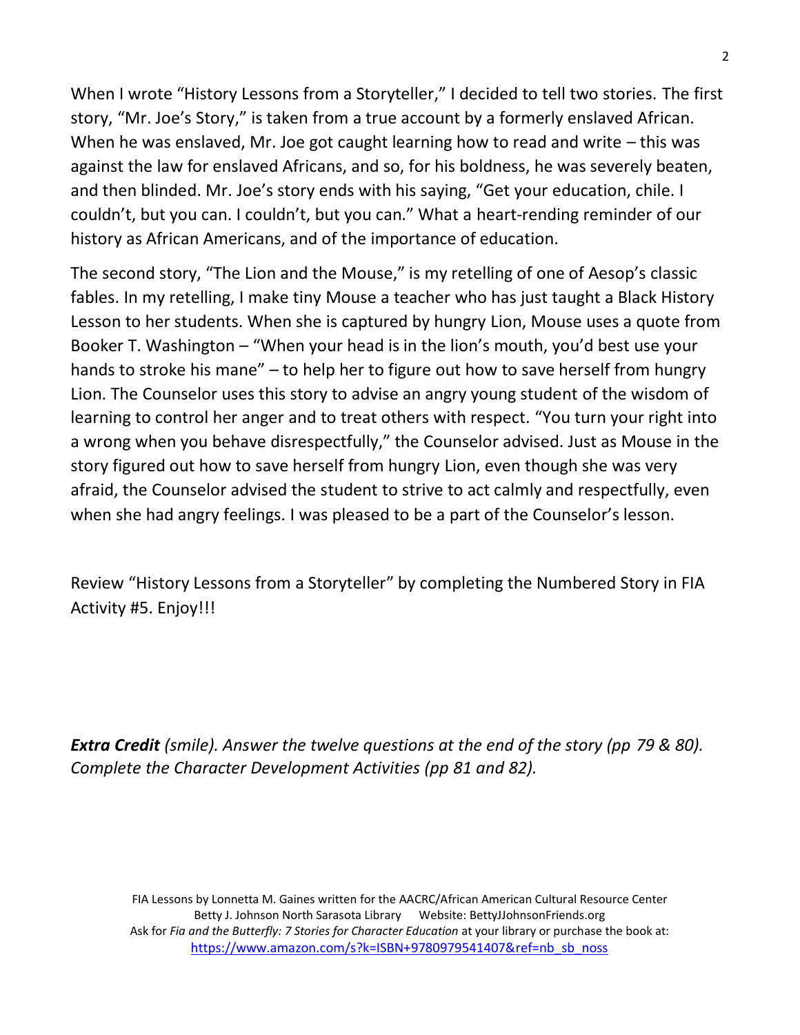When I wrote "History Lessons from a Storyteller," I decided to tell two stories. The first story, "Mr. Joe's Story," is taken from a true account by a formerly enslaved African. When he was enslaved, Mr. Joe got caught learning how to read and write – this was against the law for enslaved Africans, and so, for his boldness, he was severely beaten, and then blinded. Mr. Joe's story ends with his saying, "Get your education, chile. I couldn't, but you can. I couldn't, but you can." What a heart-rending reminder of our history as African Americans, and of the importance of education.

The second story, "The Lion and the Mouse," is my retelling of one of Aesop's classic fables. In my retelling, I make tiny Mouse a teacher who has just taught a Black History Lesson to her students. When she is captured by hungry Lion, Mouse uses a quote from Booker T. Washington – "When your head is in the lion's mouth, you'd best use your hands to stroke his mane" – to help her to figure out how to save herself from hungry Lion. The Counselor uses this story to advise an angry young student of the wisdom of learning to control her anger and to treat others with respect. "You turn your right into a wrong when you behave disrespectfully," the Counselor advised. Just as Mouse in the story figured out how to save herself from hungry Lion, even though she was very afraid, the Counselor advised the student to strive to act calmly and respectfully, even when she had angry feelings. I was pleased to be a part of the Counselor's lesson.

Review "History Lessons from a Storyteller" by completing the Numbered Story in FIA Activity #5. Enjoy!!!

***Extra Credit*** *(smile). Answer the twelve questions at the end of the story (pp 79 & 80). Complete the Character Development Activities (pp 81 and 82).*

FIA Lessons by Lonnetta M. Gaines written for the AACRC/African American Cultural Resource Center
Betty J. Johnson North Sarasota Library  Website: BettyJJohnsonFriends.org
Ask for *Fia and the Butterfly: 7 Stories for Character Education* at your library or purchase the book at:
https://www.amazon.com/s?k=ISBN+9780979541407&ref=nb_sb_noss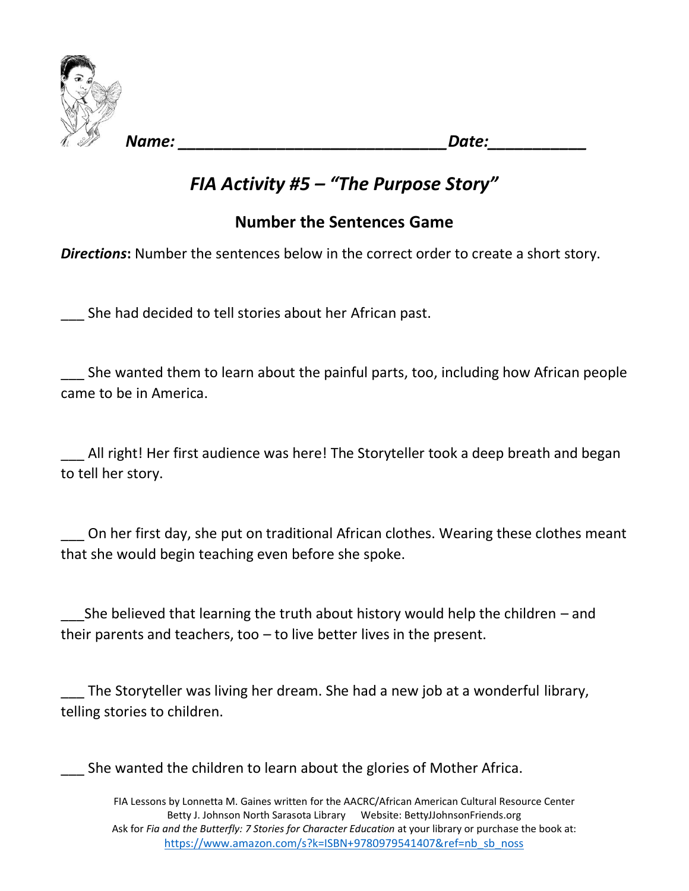**Name:** ______________________________ **Date:** ___________

## *FIA Activity #5 – "The Purpose Story"*

### Number the Sentences Game

***Directions*:** Number the sentences below in the correct order to create a short story.

___ She had decided to tell stories about her African past.

___ She wanted them to learn about the painful parts, too, including how African people came to be in America.

___ All right! Her first audience was here! The Storyteller took a deep breath and began to tell her story.

___ On her first day, she put on traditional African clothes. Wearing these clothes meant that she would begin teaching even before she spoke.

___She believed that learning the truth about history would help the children – and their parents and teachers, too – to live better lives in the present.

___ The Storyteller was living her dream. She had a new job at a wonderful library, telling stories to children.

___ She wanted the children to learn about the glories of Mother Africa.

FIA Lessons by Lonnetta M. Gaines written for the AACRC/African American Cultural Resource Center
Betty J. Johnson North Sarasota Library Website: BettyJJohnsonFriends.org
Ask for *Fia and the Butterfly: 7 Stories for Character Education* at your library or purchase the book at:
https://www.amazon.com/s?k=ISBN+9780979541407&ref=nb_sb_noss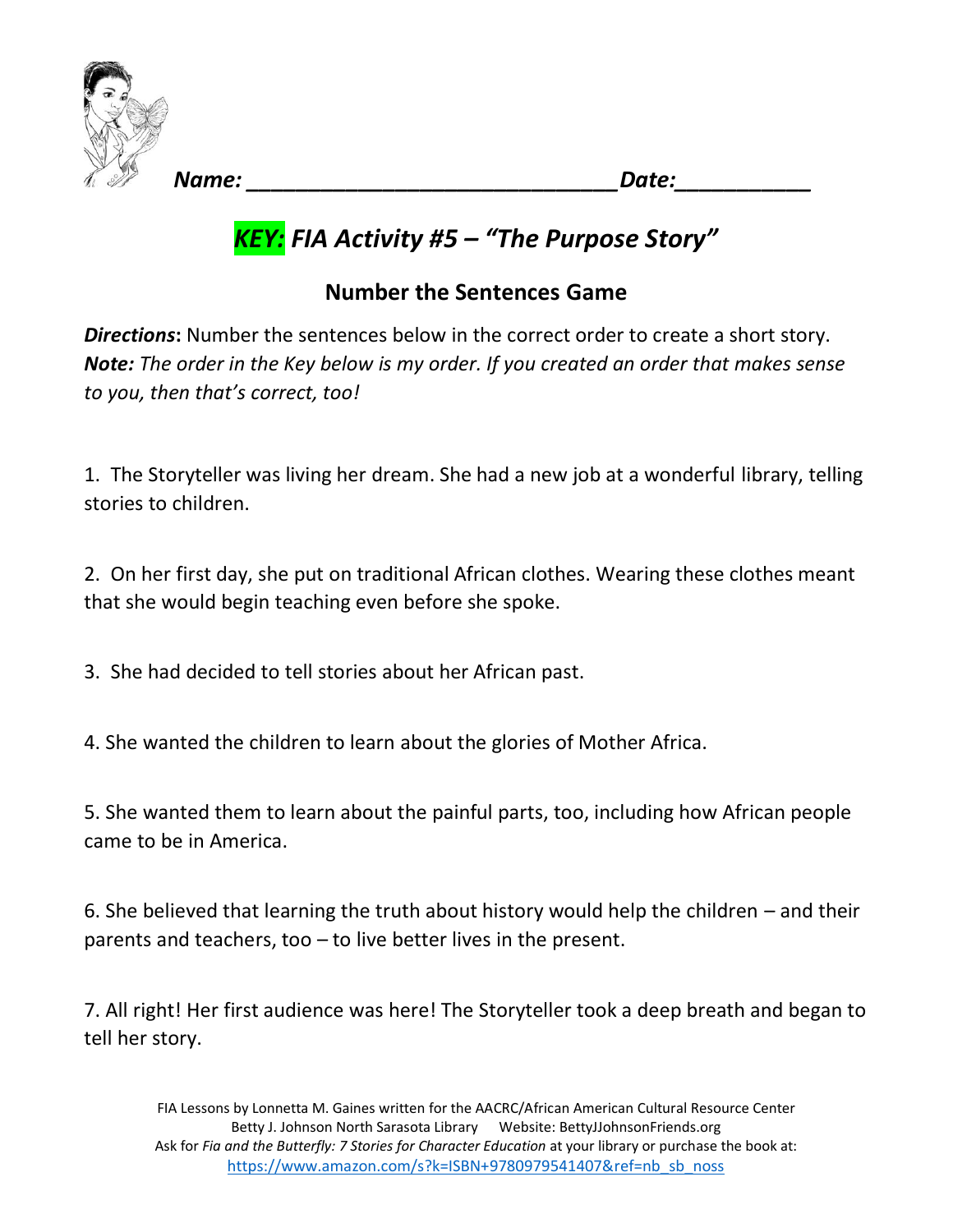*Name:* ______________________________ *Date:*___________

## *KEY: FIA Activity #5 – "The Purpose Story"*

### Number the Sentences Game

***Directions***: Number the sentences below in the correct order to create a short story. ***Note:*** *The order in the Key below is my order. If you created an order that makes sense to you, then that's correct, too!*

1. The Storyteller was living her dream. She had a new job at a wonderful library, telling stories to children.

2. On her first day, she put on traditional African clothes. Wearing these clothes meant that she would begin teaching even before she spoke.

3. She had decided to tell stories about her African past.

4. She wanted the children to learn about the glories of Mother Africa.

5. She wanted them to learn about the painful parts, too, including how African people came to be in America.

6. She believed that learning the truth about history would help the children – and their parents and teachers, too – to live better lives in the present.

7. All right! Her first audience was here! The Storyteller took a deep breath and began to tell her story.

FIA Lessons by Lonnetta M. Gaines written for the AACRC/African American Cultural Resource Center
Betty J. Johnson North Sarasota Library Website: BettyJJohnsonFriends.org
Ask for *Fia and the Butterfly: 7 Stories for Character Education* at your library or purchase the book at:
https://www.amazon.com/s?k=ISBN+9780979541407&ref=nb_sb_noss